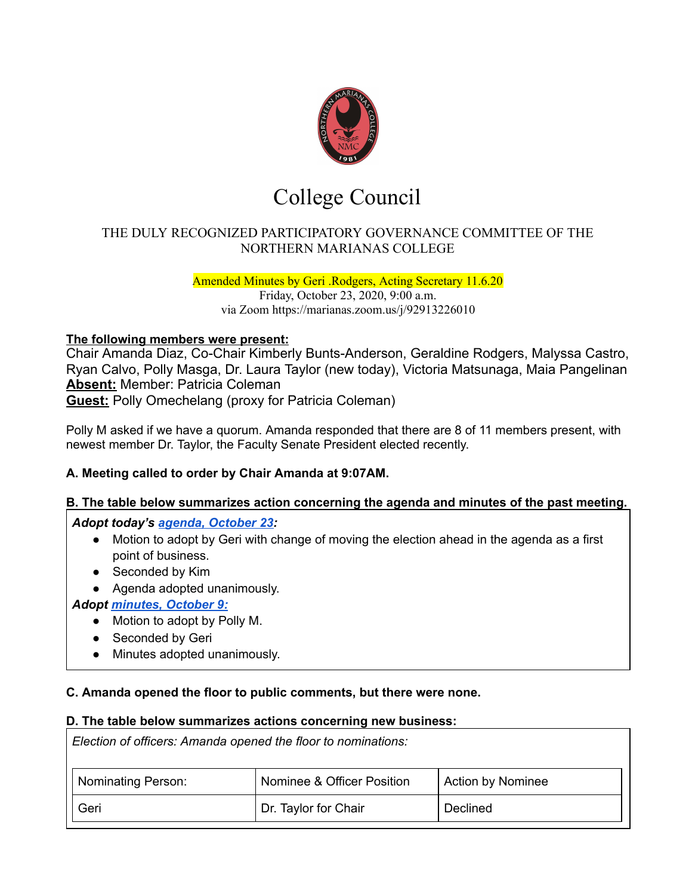# College Council

THE DULY RECOGNIZED PARTICIPATORY GOVERNANCE COMMITTEE OF THE NORTHERN MARIANAS COLLEGE

Amended Minutes by Geri .Rodgers, Acting Secretary 11.6.20
Friday, October 23, 2020, 9:00 a.m.
via Zoom https://marianas.zoom.us/j/92913226010

**The following members were present:**
Chair Amanda Diaz, Co-Chair Kimberly Bunts-Anderson, Geraldine Rodgers, Malyssa Castro, Ryan Calvo, Polly Masga, Dr. Laura Taylor (new today), Victoria Matsunaga, Maia Pangelinan
**Absent:** Member: Patricia Coleman
**Guest:** Polly Omechelang (proxy for Patricia Coleman)

Polly M asked if we have a quorum. Amanda responded that there are 8 of 11 members present, with newest member Dr. Taylor, the Faculty Senate President elected recently.

**A. Meeting called to order by Chair Amanda at 9:07AM.**

**B. The table below summarizes action concerning the agenda and minutes of the past meeting.**

***Adopt today's agenda, October 23:***

- Motion to adopt by Geri with change of moving the election ahead in the agenda as a first point of business.
- Seconded by Kim
- Agenda adopted unanimously.

***Adopt minutes, October 9:***

- Motion to adopt by Polly M.
- Seconded by Geri
- Minutes adopted unanimously.

**C. Amanda opened the floor to public comments, but there were none.**

**D. The table below summarizes actions concerning new business:**

*Election of officers: Amanda opened the floor to nominations:*

| Nominating Person: | Nominee & Officer Position | Action by Nominee |
|---|---|---|
| Geri | Dr. Taylor for Chair | Declined |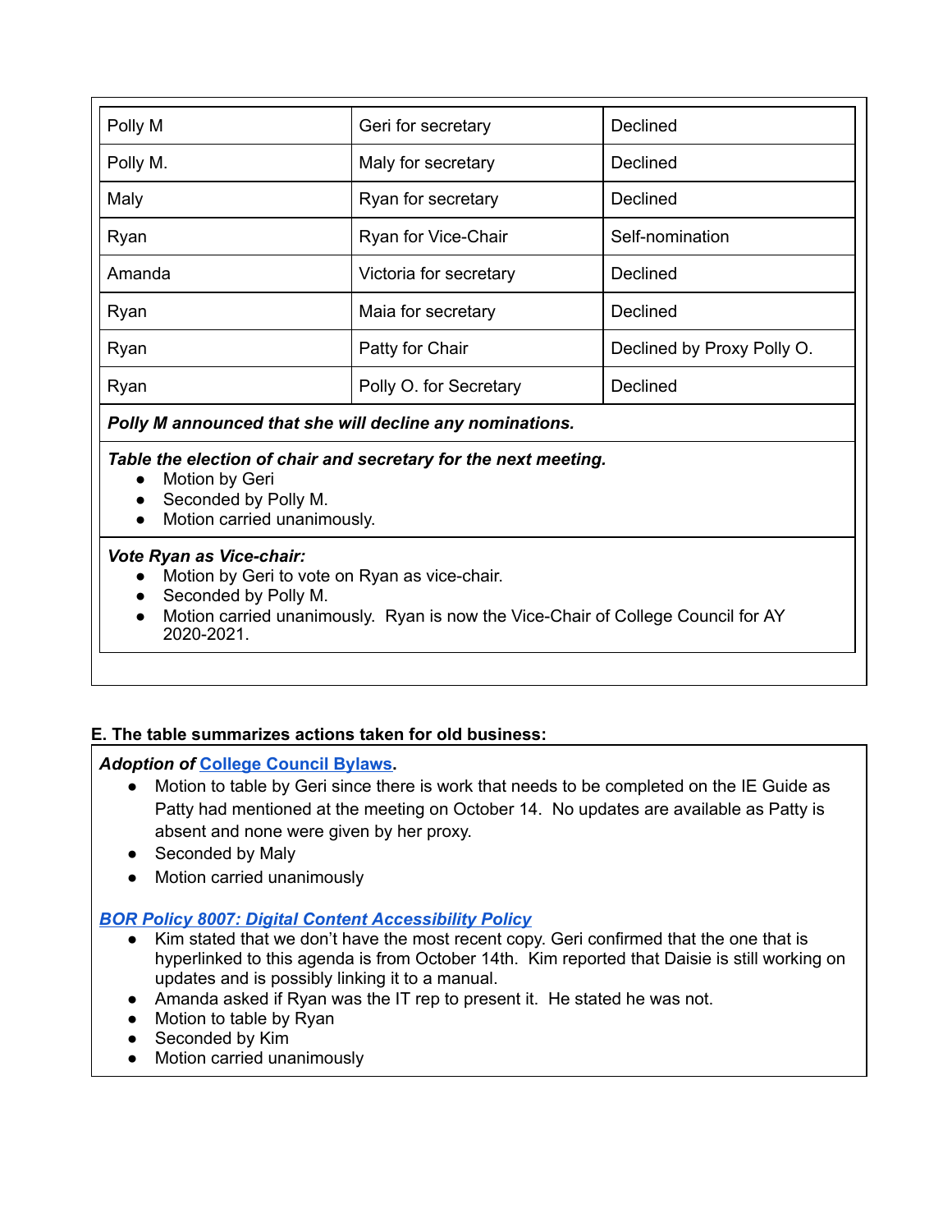| Polly M | Geri for secretary | Declined |
|---|---|---|
| Polly M. | Maly for secretary | Declined |
| Maly | Ryan for secretary | Declined |
| Ryan | Ryan for Vice-Chair | Self-nomination |
| Amanda | Victoria for secretary | Declined |
| Ryan | Maia for secretary | Declined |
| Ryan | Patty for Chair | Declined by Proxy Polly O. |
| Ryan | Polly O. for Secretary | Declined |

***Polly M announced that she will decline any nominations.***

***Table the election of chair and secretary for the next meeting.***

- Motion by Geri
- Seconded by Polly M.
- Motion carried unanimously.

***Vote Ryan as Vice-chair:***

- Motion by Geri to vote on Ryan as vice-chair.
- Seconded by Polly M.
- Motion carried unanimously. Ryan is now the Vice-Chair of College Council for AY 2020-2021.

**E. The table summarizes actions taken for old business:**

***Adoption of* College Council Bylaws.**

- Motion to table by Geri since there is work that needs to be completed on the IE Guide as Patty had mentioned at the meeting on October 14. No updates are available as Patty is absent and none were given by her proxy.
- Seconded by Maly
- Motion carried unanimously

***BOR Policy 8007: Digital Content Accessibility Policy***

- Kim stated that we don't have the most recent copy. Geri confirmed that the one that is hyperlinked to this agenda is from October 14th. Kim reported that Daisie is still working on updates and is possibly linking it to a manual.
- Amanda asked if Ryan was the IT rep to present it. He stated he was not.
- Motion to table by Ryan
- Seconded by Kim
- Motion carried unanimously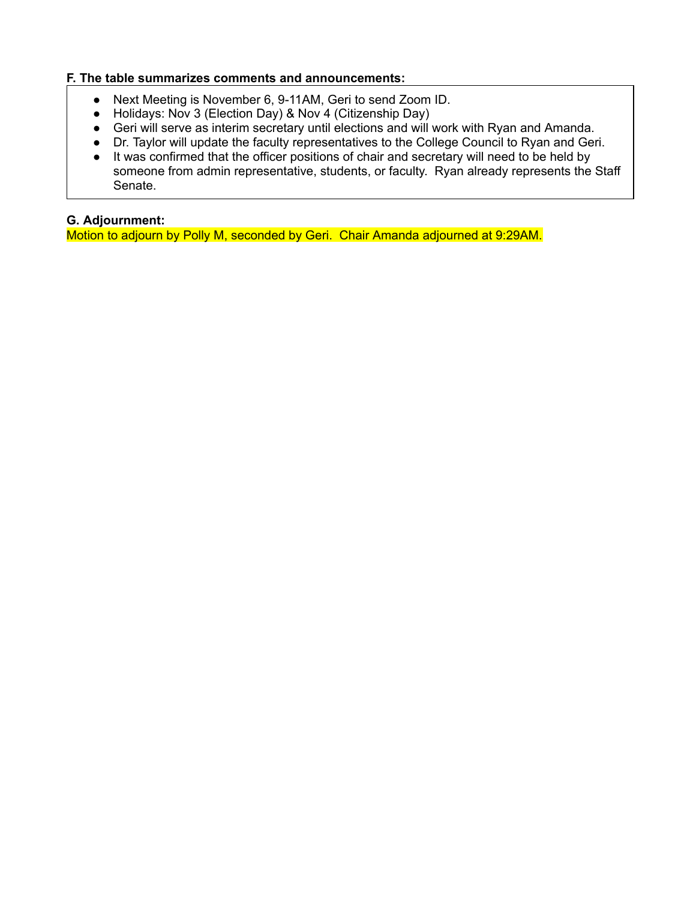**F. The table summarizes comments and announcements:**

- Next Meeting is November 6, 9-11AM, Geri to send Zoom ID.
- Holidays: Nov 3 (Election Day) & Nov 4 (Citizenship Day)
- Geri will serve as interim secretary until elections and will work with Ryan and Amanda.
- Dr. Taylor will update the faculty representatives to the College Council to Ryan and Geri.
- It was confirmed that the officer positions of chair and secretary will need to be held by someone from admin representative, students, or faculty. Ryan already represents the Staff Senate.

**G. Adjournment:**

Motion to adjourn by Polly M, seconded by Geri. Chair Amanda adjourned at 9:29AM.